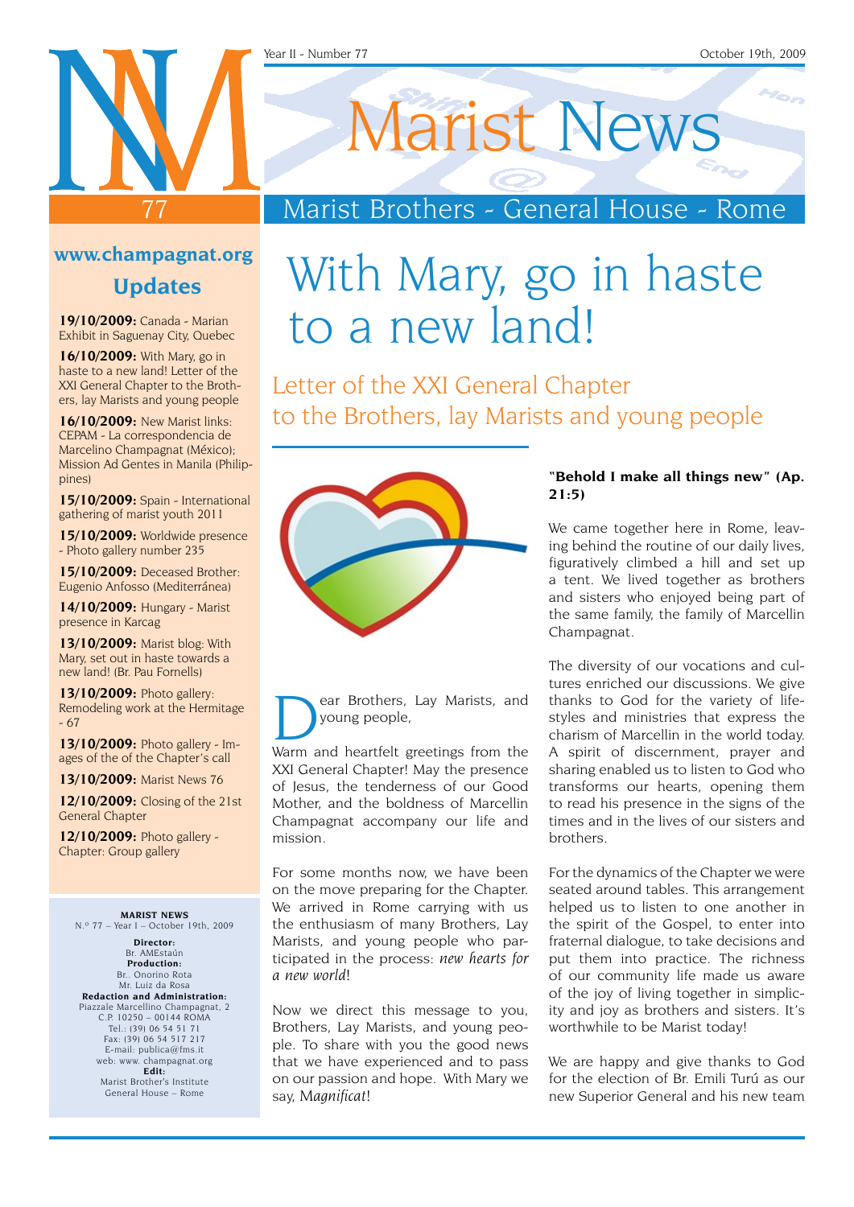# Marist News

77

Marist Brothers - General House - Rome

Year II - Number 77 October 19th, 2009

**www.champagnat.org**

## Updates

**19/10/2009:** Canada - Marian Exhibit in Saguenay City, Quebec

**16/10/2009:** With Mary, go in haste to a new land! Letter of the XXI General Chapter to the Brothers, lay Marists and young people

**16/10/2009:** New Marist links: CEPAM - La correspondencia de Marcelino Champagnat (México); Mission Ad Gentes in Manila (Philippines)

**15/10/2009:** Spain - International gathering of marist youth 2011

**15/10/2009:** Worldwide presence - Photo gallery number 235

**15/10/2009:** Deceased Brother: Eugenio Anfosso (Mediterránea)

**14/10/2009:** Hungary - Marist presence in Karcag

**13/10/2009:** Marist blog: With Mary, set out in haste towards a new land! (Br. Pau Fornells)

**13/10/2009:** Photo gallery: Remodeling work at the Hermitage - 67

**13/10/2009:** Photo gallery - Images of the of the Chapter's call

**13/10/2009:** Marist News 76

**12/10/2009:** Closing of the 21st General Chapter

**12/10/2009:** Photo gallery - Chapter: Group gallery

**MARIST NEWS**
N.º 77 – Year I – October 19th, 2009

**Director:**
Br. AMEstaún
**Production:**
Br.. Onorino Rota
Mr. Luiz da Rosa
**Redaction and Administration:**
Piazzale Marcellino Champagnat, 2
C.P. 10250 – 00144 ROMA
Tel.: (39) 06 54 51 71
Fax: (39) 06 54 517 217
E-mail: publica@fms.it
web: www. champagnat.org
**Edit:**
Marist Brother's Institute
General House – Rome

# With Mary, go in haste to a new land!

## Letter of the XXI General Chapter to the Brothers, lay Marists and young people

Dear Brothers, Lay Marists, and young people,

Warm and heartfelt greetings from the XXI General Chapter! May the presence of Jesus, the tenderness of our Good Mother, and the boldness of Marcellin Champagnat accompany our life and mission.

For some months now, we have been on the move preparing for the Chapter. We arrived in Rome carrying with us the enthusiasm of many Brothers, Lay Marists, and young people who participated in the process: *new hearts for a new world*!

Now we direct this message to you, Brothers, Lay Marists, and young people. To share with you the good news that we have experienced and to pass on our passion and hope. With Mary we say, *Magnificat*!

**"Behold I make all things new" (Ap. 21:5)**

We came together here in Rome, leaving behind the routine of our daily lives, figuratively climbed a hill and set up a tent. We lived together as brothers and sisters who enjoyed being part of the same family, the family of Marcellin Champagnat.

The diversity of our vocations and cultures enriched our discussions. We give thanks to God for the variety of lifestyles and ministries that express the charism of Marcellin in the world today. A spirit of discernment, prayer and sharing enabled us to listen to God who transforms our hearts, opening them to read his presence in the signs of the times and in the lives of our sisters and brothers.

For the dynamics of the Chapter we were seated around tables. This arrangement helped us to listen to one another in the spirit of the Gospel, to enter into fraternal dialogue, to take decisions and put them into practice. The richness of our community life made us aware of the joy of living together in simplicity and joy as brothers and sisters. It's worthwhile to be Marist today!

We are happy and give thanks to God for the election of Br. Emili Turú as our new Superior General and his new team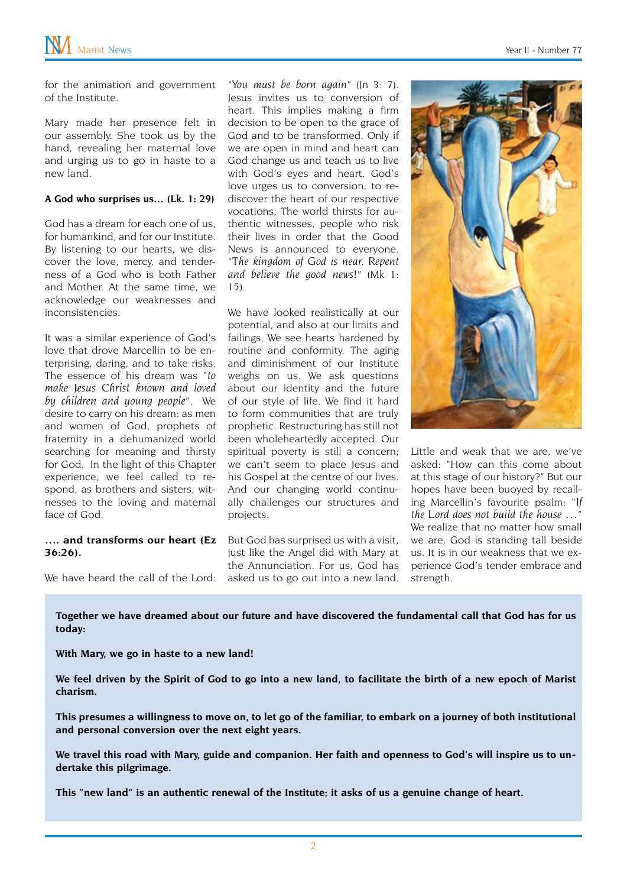for the animation and government of the Institute.

Mary made her presence felt in our assembly. She took us by the hand, revealing her maternal love and urging us to go in haste to a new land.

**A God who surprises us… (Lk. 1: 29)**

God has a dream for each one of us, for humankind, and for our Institute. By listening to our hearts, we discover the love, mercy, and tenderness of a God who is both Father and Mother. At the same time, we acknowledge our weaknesses and inconsistencies.

It was a similar experience of God's love that drove Marcellin to be enterprising, daring, and to take risks. The essence of his dream was "*to make Jesus Christ known and loved by children and young people*". We desire to carry on his dream: as men and women of God, prophets of fraternity in a dehumanized world searching for meaning and thirsty for God. In the light of this Chapter experience, we feel called to respond, as brothers and sisters, witnesses to the loving and maternal face of God.

**…. and transforms our heart (Ez 36:26).**

We have heard the call of the Lord: "*You must be born again*" (Jn 3: 7). Jesus invites us to conversion of heart. This implies making a firm decision to be open to the grace of God and to be transformed. Only if we are open in mind and heart can God change us and teach us to live with God's eyes and heart. God's love urges us to conversion, to rediscover the heart of our respective vocations. The world thirsts for authentic witnesses, people who risk their lives in order that the Good News is announced to everyone. "*The kingdom of God is near. Repent and believe the good news*!" (Mk 1: 15).

We have looked realistically at our potential, and also at our limits and failings. We see hearts hardened by routine and conformity. The aging and diminishment of our Institute weighs on us. We ask questions about our identity and the future of our style of life. We find it hard to form communities that are truly prophetic. Restructuring has still not been wholeheartedly accepted. Our spiritual poverty is still a concern; we can't seem to place Jesus and his Gospel at the centre of our lives. And our changing world continually challenges our structures and projects.

But God has surprised us with a visit, just like the Angel did with Mary at the Annunciation. For us, God has asked us to go out into a new land.

Little and weak that we are, we've asked: "How can this come about at this stage of our history?" But our hopes have been buoyed by recalling Marcellin's favourite psalm: "*If the Lord does not build the house …*" We realize that no matter how small we are, God is standing tall beside us. It is in our weakness that we experience God's tender embrace and strength.

**Together we have dreamed about our future and have discovered the fundamental call that God has for us today:**

**With Mary, we go in haste to a new land!**

**We feel driven by the Spirit of God to go into a new land, to facilitate the birth of a new epoch of Marist charism.**

**This presumes a willingness to move on, to let go of the familiar, to embark on a journey of both institutional and personal conversion over the next eight years.**

**We travel this road with Mary, guide and companion. Her faith and openness to God's will inspire us to undertake this pilgrimage.**

**This "new land" is an authentic renewal of the Institute; it asks of us a genuine change of heart.**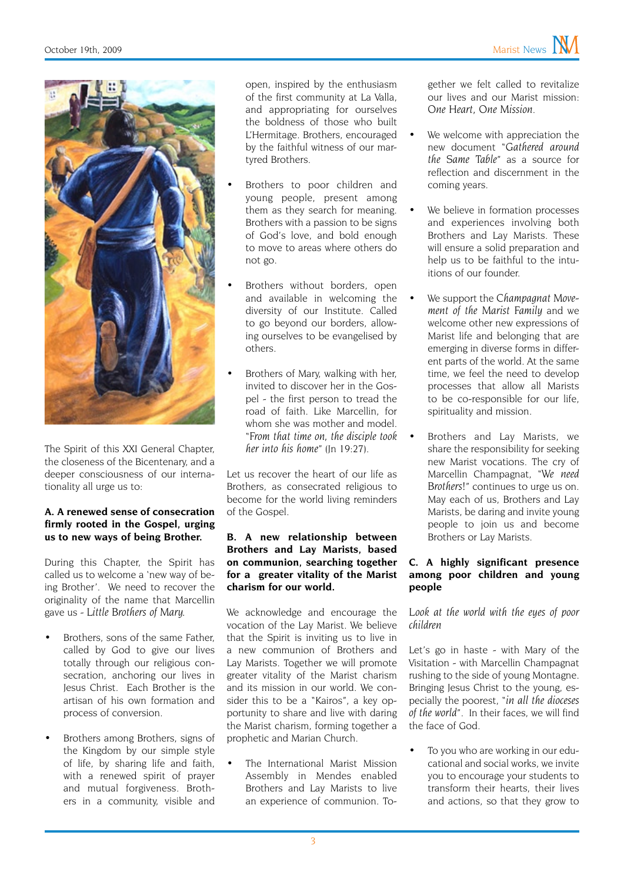The Spirit of this XXI General Chapter, the closeness of the Bicentenary, and a deeper consciousness of our internationality all urge us to:

**A. A renewed sense of consecration firmly rooted in the Gospel, urging us to new ways of being Brother.**

During this Chapter, the Spirit has called us to welcome a 'new way of being Brother'. We need to recover the originality of the name that Marcellin gave us - *Little Brothers of Mary*.

- Brothers, sons of the same Father, called by God to give our lives totally through our religious consecration, anchoring our lives in Jesus Christ. Each Brother is the artisan of his own formation and process of conversion.
- Brothers among Brothers, signs of the Kingdom by our simple style of life, by sharing life and faith, with a renewed spirit of prayer and mutual forgiveness. Brothers in a community, visible and open, inspired by the enthusiasm of the first community at La Valla, and appropriating for ourselves the boldness of those who built L'Hermitage. Brothers, encouraged by the faithful witness of our martyred Brothers.
- Brothers to poor children and young people, present among them as they search for meaning. Brothers with a passion to be signs of God's love, and bold enough to move to areas where others do not go.
- Brothers without borders, open and available in welcoming the diversity of our Institute. Called to go beyond our borders, allowing ourselves to be evangelised by others.
- Brothers of Mary, walking with her, invited to discover her in the Gospel - the first person to tread the road of faith. Like Marcellin, for whom she was mother and model. "*From that time on, the disciple took her into his home*" (Jn 19:27).

Let us recover the heart of our life as Brothers, as consecrated religious to become for the world living reminders of the Gospel.

**B. A new relationship between Brothers and Lay Marists, based on communion, searching together for a greater vitality of the Marist charism for our world.**

We acknowledge and encourage the vocation of the Lay Marist. We believe that the Spirit is inviting us to live in a new communion of Brothers and Lay Marists. Together we will promote greater vitality of the Marist charism and its mission in our world. We consider this to be a "Kairos", a key opportunity to share and live with daring the Marist charism, forming together a prophetic and Marian Church.

- The International Marist Mission Assembly in Mendes enabled Brothers and Lay Marists to live an experience of communion. Together we felt called to revitalize our lives and our Marist mission: *One Heart, One Mission*.
- We welcome with appreciation the new document "*Gathered around the Same Table*" as a source for reflection and discernment in the coming years.
- We believe in formation processes and experiences involving both Brothers and Lay Marists. These will ensure a solid preparation and help us to be faithful to the intuitions of our founder.
- We support the *Champagnat Movement of the Marist Family* and we welcome other new expressions of Marist life and belonging that are emerging in diverse forms in different parts of the world. At the same time, we feel the need to develop processes that allow all Marists to be co-responsible for our life, spirituality and mission.
- Brothers and Lay Marists, we share the responsibility for seeking new Marist vocations. The cry of Marcellin Champagnat, "*We need Brothers!*" continues to urge us on. May each of us, Brothers and Lay Marists, be daring and invite young people to join us and become Brothers or Lay Marists.

**C. A highly significant presence among poor children and young people**

*Look at the world with the eyes of poor children*

Let's go in haste - with Mary of the Visitation - with Marcellin Champagnat rushing to the side of young Montagne. Bringing Jesus Christ to the young, especially the poorest, "*in all the dioceses of the world*". In their faces, we will find the face of God.

- To you who are working in our educational and social works, we invite you to encourage your students to transform their hearts, their lives and actions, so that they grow to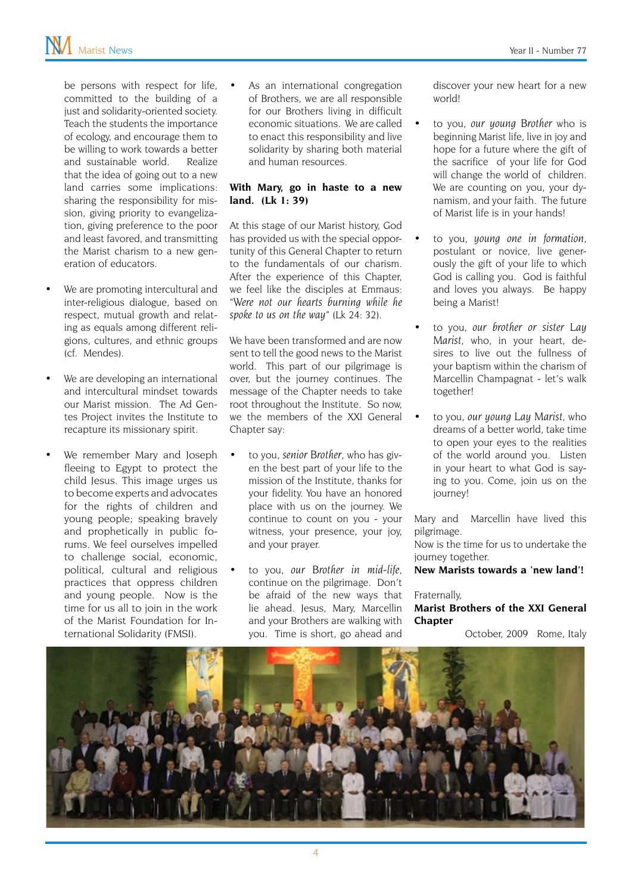be persons with respect for life, committed to the building of a just and solidarity-oriented society. Teach the students the importance of ecology, and encourage them to be willing to work towards a better and sustainable world. Realize that the idea of going out to a new land carries some implications: sharing the responsibility for mission, giving priority to evangelization, giving preference to the poor and least favored, and transmitting the Marist charism to a new generation of educators.

- We are promoting intercultural and inter-religious dialogue, based on respect, mutual growth and relating as equals among different religions, cultures, and ethnic groups (cf. Mendes).

- We are developing an international and intercultural mindset towards our Marist mission. The Ad Gentes Project invites the Institute to recapture its missionary spirit.

- We remember Mary and Joseph fleeing to Egypt to protect the child Jesus. This image urges us to become experts and advocates for the rights of children and young people; speaking bravely and prophetically in public forums. We feel ourselves impelled to challenge social, economic, political, cultural and religious practices that oppress children and young people. Now is the time for us all to join in the work of the Marist Foundation for International Solidarity (FMSI).

- As an international congregation of Brothers, we are all responsible for our Brothers living in difficult economic situations. We are called to enact this responsibility and live solidarity by sharing both material and human resources.

**With Mary, go in haste to a new land. (Lk 1: 39)**

At this stage of our Marist history, God has provided us with the special opportunity of this General Chapter to return to the fundamentals of our charism. After the experience of this Chapter, we feel like the disciples at Emmaus: "*Were not our hearts burning while he spoke to us on the way*" (Lk 24: 32).

We have been transformed and are now sent to tell the good news to the Marist world. This part of our pilgrimage is over, but the journey continues. The message of the Chapter needs to take root throughout the Institute. So now, we the members of the XXI General Chapter say:

- to you, *senior Brother*, who has given the best part of your life to the mission of the Institute, thanks for your fidelity. You have an honored place with us on the journey. We continue to count on you - your witness, your presence, your joy, and your prayer.

- to you, *our Brother in mid-life*, continue on the pilgrimage. Don't be afraid of the new ways that lie ahead. Jesus, Mary, Marcellin and your Brothers are walking with you. Time is short, go ahead and discover your new heart for a new world!

- to you, *our young* Brother who is beginning Marist life, live in joy and hope for a future where the gift of the sacrifice of your life for God will change the world of children. We are counting on you, your dynamism, and your faith. The future of Marist life is in your hands!

- to you, *young one in formation*, postulant or novice, live generously the gift of your life to which God is calling you. God is faithful and loves you always. Be happy being a Marist!

- to you, *our brother or sister* Lay *Marist*, who, in your heart, desires to live out the fullness of your baptism within the charism of Marcellin Champagnat - let's walk together!

- to you, *our young* Lay *Marist*, who dreams of a better world, take time to open your eyes to the realities of the world around you. Listen in your heart to what God is saying to you. Come, join us on the journey!

Mary and Marcellin have lived this pilgrimage.
Now is the time for us to undertake the journey together.
**New Marists towards a 'new land'!**

Fraternally,
**Marist Brothers of the XXI General Chapter**

October, 2009 Rome, Italy